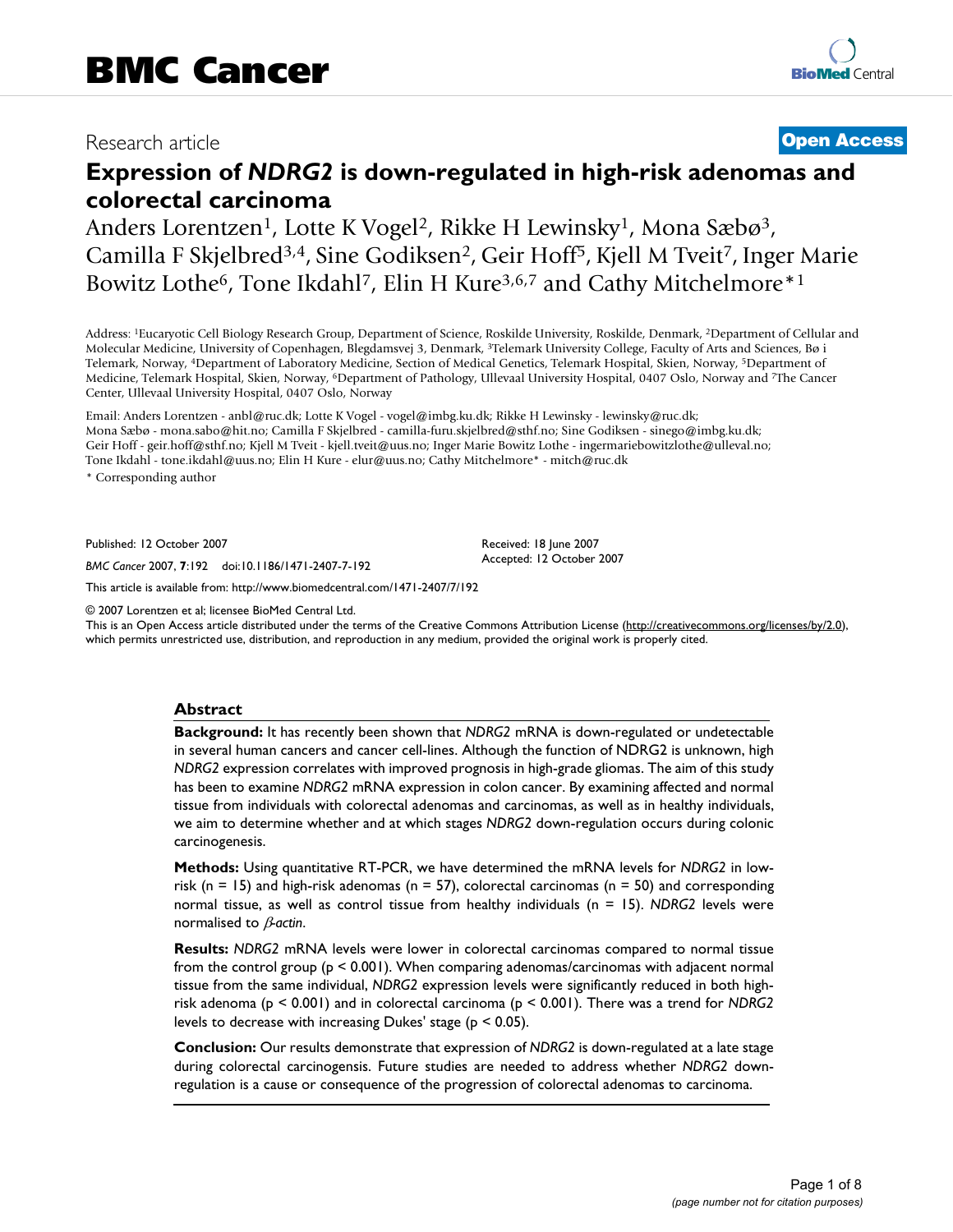Research article

**Open Access**

# Expression of *NDRG2* is down-regulated in high-risk adenomas and colorectal carcinoma

Anders Lorentzen[1], Lotte K Vogel[2], Rikke H Lewinsky[1], Mona Sæbø[3], Camilla F Skjelbred[3,4], Sine Godiksen[2], Geir Hoff[5], Kjell M Tveit[7], Inger Marie Bowitz Lothe[6], Tone Ikdahl[7], Elin H Kure[3,6,7] and Cathy Mitchelmore*[1]

Address: [1]Eucaryotic Cell Biology Research Group, Department of Science, Roskilde University, Roskilde, Denmark, [2]Department of Cellular and Molecular Medicine, University of Copenhagen, Blegdamsvej 3, Denmark, [3]Telemark University College, Faculty of Arts and Sciences, Bø i Telemark, Norway, [4]Department of Laboratory Medicine, Section of Medical Genetics, Telemark Hospital, Skien, Norway, [5]Department of Medicine, Telemark Hospital, Skien, Norway, [6]Department of Pathology, Ullevaal University Hospital, 0407 Oslo, Norway and [7]The Cancer Center, Ullevaal University Hospital, 0407 Oslo, Norway

Email: Anders Lorentzen - anbl@ruc.dk; Lotte K Vogel - vogel@imbg.ku.dk; Rikke H Lewinsky - lewinsky@ruc.dk; Mona Sæbø - mona.sabo@hit.no; Camilla F Skjelbred - camilla-furu.skjelbred@sthf.no; Sine Godiksen - sinego@imbg.ku.dk; Geir Hoff - geir.hoff@sthf.no; Kjell M Tveit - kjell.tveit@uus.no; Inger Marie Bowitz Lothe - ingermariebowitzlothe@ulleval.no; Tone Ikdahl - tone.ikdahl@uus.no; Elin H Kure - elur@uus.no; Cathy Mitchelmore* - mitch@ruc.dk

\* Corresponding author

Published: 12 October 2007

*BMC Cancer* 2007, **7**:192 doi:10.1186/1471-2407-7-192

Received: 18 June 2007
Accepted: 12 October 2007

This article is available from: http://www.biomedcentral.com/1471-2407/7/192

© 2007 Lorentzen et al; licensee BioMed Central Ltd.
This is an Open Access article distributed under the terms of the Creative Commons Attribution License (http://creativecommons.org/licenses/by/2.0), which permits unrestricted use, distribution, and reproduction in any medium, provided the original work is properly cited.

## Abstract

**Background:** It has recently been shown that *NDRG2* mRNA is down-regulated or undetectable in several human cancers and cancer cell-lines. Although the function of NDRG2 is unknown, high *NDRG2* expression correlates with improved prognosis in high-grade gliomas. The aim of this study has been to examine *NDRG2* mRNA expression in colon cancer. By examining affected and normal tissue from individuals with colorectal adenomas and carcinomas, as well as in healthy individuals, we aim to determine whether and at which stages *NDRG2* down-regulation occurs during colonic carcinogenesis.

**Methods:** Using quantitative RT-PCR, we have determined the mRNA levels for *NDRG2* in low-risk (n = 15) and high-risk adenomas (n = 57), colorectal carcinomas (n = 50) and corresponding normal tissue, as well as control tissue from healthy individuals (n = 15). *NDRG2* levels were normalised to *β-actin*.

**Results:** *NDRG2* mRNA levels were lower in colorectal carcinomas compared to normal tissue from the control group ($p < 0.001$). When comparing adenomas/carcinomas with adjacent normal tissue from the same individual, *NDRG2* expression levels were significantly reduced in both high-risk adenoma ($p < 0.001$) and in colorectal carcinoma ($p < 0.001$). There was a trend for *NDRG2* levels to decrease with increasing Dukes' stage ($p < 0.05$).

**Conclusion:** Our results demonstrate that expression of *NDRG2* is down-regulated at a late stage during colorectal carcinogensis. Future studies are needed to address whether *NDRG2* down-regulation is a cause or consequence of the progression of colorectal adenomas to carcinoma.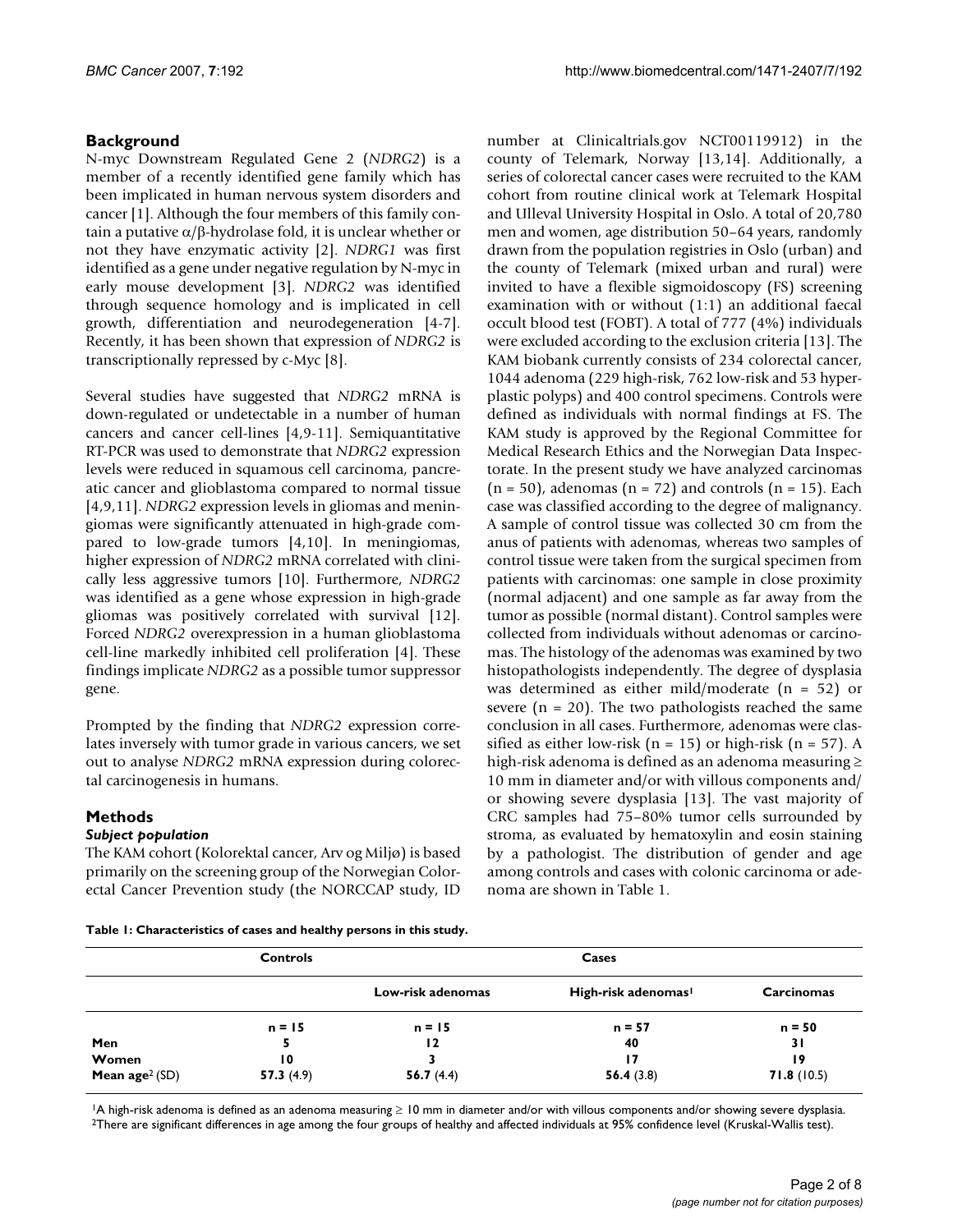## Background

N-myc Downstream Regulated Gene 2 (*NDRG2*) is a member of a recently identified gene family which has been implicated in human nervous system disorders and cancer [1]. Although the four members of this family contain a putative $\alpha/\beta$-hydrolase fold, it is unclear whether or not they have enzymatic activity [2]. *NDRG1* was first identified as a gene under negative regulation by N-myc in early mouse development [3]. *NDRG2* was identified through sequence homology and is implicated in cell growth, differentiation and neurodegeneration [4-7]. Recently, it has been shown that expression of *NDRG2* is transcriptionally repressed by c-Myc [8].

Several studies have suggested that *NDRG2* mRNA is down-regulated or undetectable in a number of human cancers and cancer cell-lines [4,9-11]. Semiquantitative RT-PCR was used to demonstrate that *NDRG2* expression levels were reduced in squamous cell carcinoma, pancreatic cancer and glioblastoma compared to normal tissue [4,9,11]. *NDRG2* expression levels in gliomas and meningiomas were significantly attenuated in high-grade compared to low-grade tumors [4,10]. In meningiomas, higher expression of *NDRG2* mRNA correlated with clinically less aggressive tumors [10]. Furthermore, *NDRG2* was identified as a gene whose expression in high-grade gliomas was positively correlated with survival [12]. Forced *NDRG2* overexpression in a human glioblastoma cell-line markedly inhibited cell proliferation [4]. These findings implicate *NDRG2* as a possible tumor suppressor gene.

Prompted by the finding that *NDRG2* expression correlates inversely with tumor grade in various cancers, we set out to analyse *NDRG2* mRNA expression during colorectal carcinogenesis in humans.

## Methods

### *Subject population*

The KAM cohort (Kolorektal cancer, Arv og Miljø) is based primarily on the screening group of the Norwegian Colorectal Cancer Prevention study (the NORCCAP study, ID number at Clinicaltrials.gov NCT00119912) in the county of Telemark, Norway [13,14]. Additionally, a series of colorectal cancer cases were recruited to the KAM cohort from routine clinical work at Telemark Hospital and Ulleval University Hospital in Oslo. A total of 20,780 men and women, age distribution 50–64 years, randomly drawn from the population registries in Oslo (urban) and the county of Telemark (mixed urban and rural) were invited to have a flexible sigmoidoscopy (FS) screening examination with or without (1:1) an additional faecal occult blood test (FOBT). A total of 777 (4%) individuals were excluded according to the exclusion criteria [13]. The KAM biobank currently consists of 234 colorectal cancer, 1044 adenoma (229 high-risk, 762 low-risk and 53 hyperplastic polyps) and 400 control specimens. Controls were defined as individuals with normal findings at FS. The KAM study is approved by the Regional Committee for Medical Research Ethics and the Norwegian Data Inspectorate. In the present study we have analyzed carcinomas (n = 50), adenomas (n = 72) and controls (n = 15). Each case was classified according to the degree of malignancy. A sample of control tissue was collected 30 cm from the anus of patients with adenomas, whereas two samples of control tissue were taken from the surgical specimen from patients with carcinomas: one sample in close proximity (normal adjacent) and one sample as far away from the tumor as possible (normal distant). Control samples were collected from individuals without adenomas or carcinomas. The histology of the adenomas was examined by two histopathologists independently. The degree of dysplasia was determined as either mild/moderate (n = 52) or severe (n = 20). The two pathologists reached the same conclusion in all cases. Furthermore, adenomas were classified as either low-risk (n = 15) or high-risk (n = 57). A high-risk adenoma is defined as an adenoma measuring ≥ 10 mm in diameter and/or with villous components and/or showing severe dysplasia [13]. The vast majority of CRC samples had 75–80% tumor cells surrounded by stroma, as evaluated by hematoxylin and eosin staining by a pathologist. The distribution of gender and age among controls and cases with colonic carcinoma or adenoma are shown in Table 1.

**Table 1: Characteristics of cases and healthy persons in this study.**

| | **Controls** | **Cases** | | |
|---|---|---|---|---|
| | | **Low-risk adenomas** | **High-risk adenomas**[1] | **Carcinomas** |
| | **n = 15** | **n = 15** | **n = 57** | **n = 50** |
| **Men** | **5** | **12** | **40** | **31** |
| **Women** | **10** | **3** | **17** | **19** |
| **Mean age**[2] (SD) | **57.3** (4.9) | **56.7** (4.4) | **56.4** (3.8) | **71.8** (10.5) |

[1]A high-risk adenoma is defined as an adenoma measuring ≥ 10 mm in diameter and/or with villous components and/or showing severe dysplasia.
[2]There are significant differences in age among the four groups of healthy and affected individuals at 95% confidence level (Kruskal-Wallis test).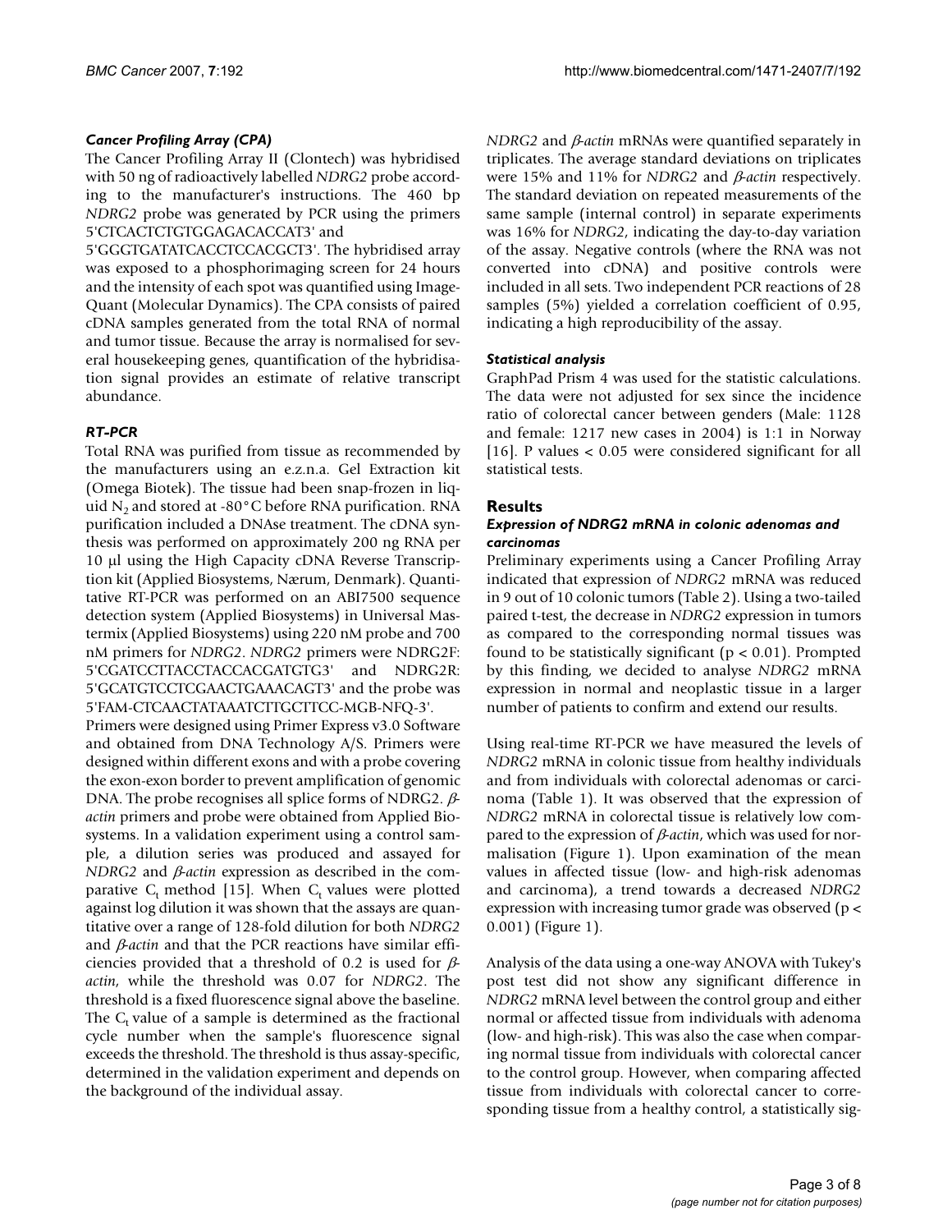### *Cancer Profiling Array (CPA)*

The Cancer Profiling Array II (Clontech) was hybridised with 50 ng of radioactively labelled *NDRG2* probe according to the manufacturer's instructions. The 460 bp *NDRG2* probe was generated by PCR using the primers 5'CTCACTCTGTGGAGACACCAT3' and 5'GGGTGATATCACCTCCACGCT3'. The hybridised array was exposed to a phosphorimaging screen for 24 hours and the intensity of each spot was quantified using Image-Quant (Molecular Dynamics). The CPA consists of paired cDNA samples generated from the total RNA of normal and tumor tissue. Because the array is normalised for several housekeeping genes, quantification of the hybridisation signal provides an estimate of relative transcript abundance.

### *RT-PCR*

Total RNA was purified from tissue as recommended by the manufacturers using an e.z.n.a. Gel Extraction kit (Omega Biotek). The tissue had been snap-frozen in liquid $N_2$ and stored at -80°C before RNA purification. RNA purification included a DNAse treatment. The cDNA synthesis was performed on approximately 200 ng RNA per 10 μl using the High Capacity cDNA Reverse Transcription kit (Applied Biosystems, Nærum, Denmark). Quantitative RT-PCR was performed on an ABI7500 sequence detection system (Applied Biosystems) in Universal Mastermix (Applied Biosystems) using 220 nM probe and 700 nM primers for *NDRG2*. *NDRG2* primers were NDRG2F: 5'CGATCCTTACCTACCACGATGTG3' and NDRG2R: 5'GCATGTCCTCGAACTGAAACAGT3' and the probe was 5'FAM-CTCAACTATAAATCTTGCTTCC-MGB-NFQ-3'. Primers were designed using Primer Express v3.0 Software and obtained from DNA Technology A/S. Primers were designed within different exons and with a probe covering the exon-exon border to prevent amplification of genomic DNA. The probe recognises all splice forms of NDRG2. *β-actin* primers and probe were obtained from Applied Biosystems. In a validation experiment using a control sample, a dilution series was produced and assayed for *NDRG2* and *β-actin* expression as described in the comparative $C_t$ method [15]. When $C_t$ values were plotted against log dilution it was shown that the assays are quantitative over a range of 128-fold dilution for both *NDRG2* and *β-actin* and that the PCR reactions have similar efficiencies provided that a threshold of 0.2 is used for *β-actin*, while the threshold was 0.07 for *NDRG2*. The threshold is a fixed fluorescence signal above the baseline. The $C_t$ value of a sample is determined as the fractional cycle number when the sample's fluorescence signal exceeds the threshold. The threshold is thus assay-specific, determined in the validation experiment and depends on the background of the individual assay.

*NDRG2* and *β-actin* mRNAs were quantified separately in triplicates. The average standard deviations on triplicates were 15% and 11% for *NDRG2* and *β-actin* respectively. The standard deviation on repeated measurements of the same sample (internal control) in separate experiments was 16% for *NDRG2*, indicating the day-to-day variation of the assay. Negative controls (where the RNA was not converted into cDNA) and positive controls were included in all sets. Two independent PCR reactions of 28 samples (5%) yielded a correlation coefficient of 0.95, indicating a high reproducibility of the assay.

### *Statistical analysis*

GraphPad Prism 4 was used for the statistic calculations. The data were not adjusted for sex since the incidence ratio of colorectal cancer between genders (Male: 1128 and female: 1217 new cases in 2004) is 1:1 in Norway [16]. P values < 0.05 were considered significant for all statistical tests.

## Results

### *Expression of NDRG2 mRNA in colonic adenomas and carcinomas*

Preliminary experiments using a Cancer Profiling Array indicated that expression of *NDRG2* mRNA was reduced in 9 out of 10 colonic tumors (Table 2). Using a two-tailed paired t-test, the decrease in *NDRG2* expression in tumors as compared to the corresponding normal tissues was found to be statistically significant ($p < 0.01$). Prompted by this finding, we decided to analyse *NDRG2* mRNA expression in normal and neoplastic tissue in a larger number of patients to confirm and extend our results.

Using real-time RT-PCR we have measured the levels of *NDRG2* mRNA in colonic tissue from healthy individuals and from individuals with colorectal adenomas or carcinoma (Table 1). It was observed that the expression of *NDRG2* mRNA in colorectal tissue is relatively low compared to the expression of *β-actin*, which was used for normalisation (Figure 1). Upon examination of the mean values in affected tissue (low- and high-risk adenomas and carcinoma), a trend towards a decreased *NDRG2* expression with increasing tumor grade was observed ($p < 0.001$) (Figure 1).

Analysis of the data using a one-way ANOVA with Tukey's post test did not show any significant difference in *NDRG2* mRNA level between the control group and either normal or affected tissue from individuals with adenoma (low- and high-risk). This was also the case when comparing normal tissue from individuals with colorectal cancer to the control group. However, when comparing affected tissue from individuals with colorectal cancer to corresponding tissue from a healthy control, a statistically sig-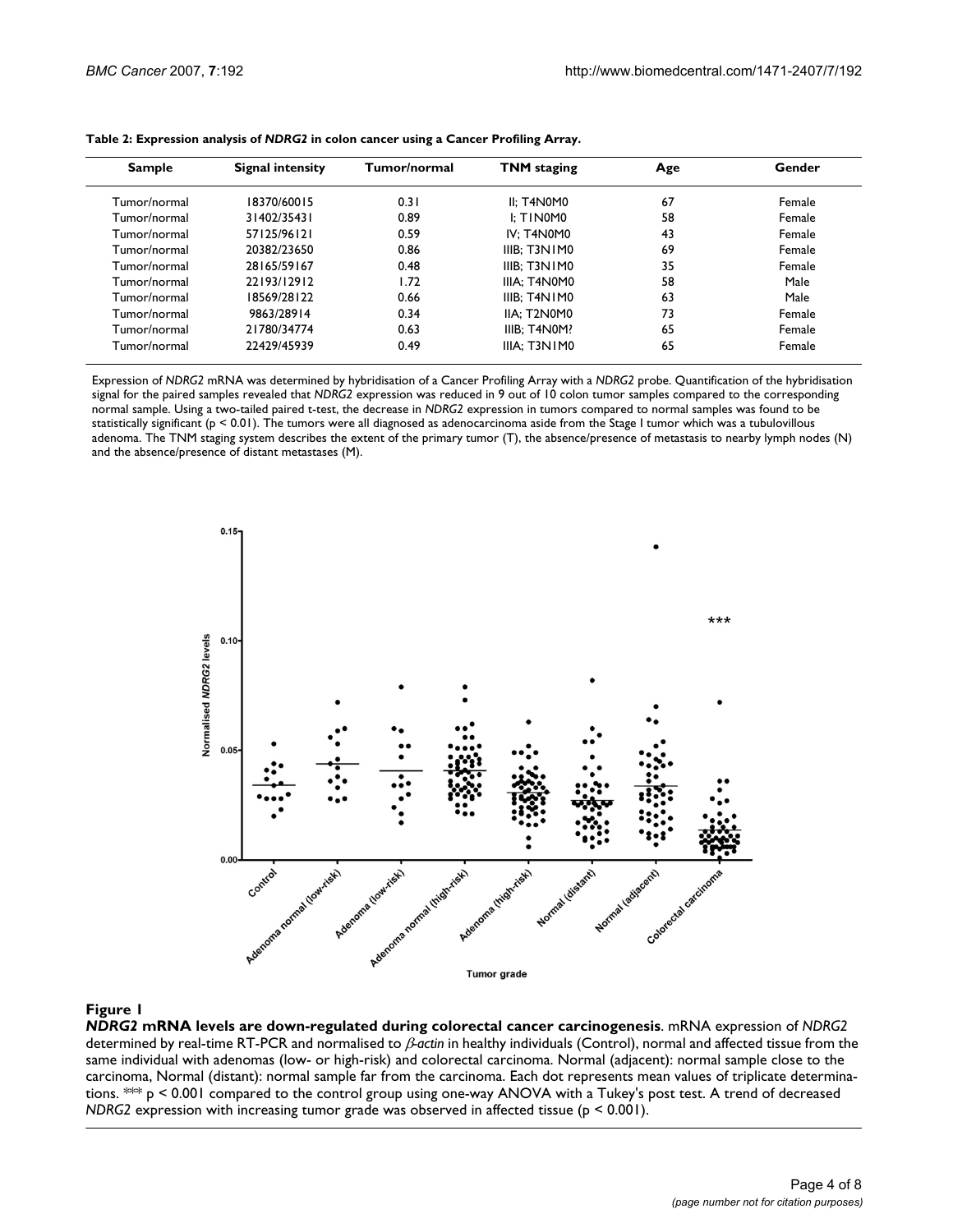**Table 2: Expression analysis of *NDRG2* in colon cancer using a Cancer Profiling Array.**

| Sample | Signal intensity | Tumor/normal | TNM staging | Age | Gender |
| --- | --- | --- | --- | --- | --- |
| Tumor/normal | 18370/60015 | 0.31 | II; T4N0M0 | 67 | Female |
| Tumor/normal | 31402/35431 | 0.89 | I; T1N0M0 | 58 | Female |
| Tumor/normal | 57125/96121 | 0.59 | IV; T4N0M0 | 43 | Female |
| Tumor/normal | 20382/23650 | 0.86 | IIIB; T3N1M0 | 69 | Female |
| Tumor/normal | 28165/59167 | 0.48 | IIIB; T3N1M0 | 35 | Female |
| Tumor/normal | 22193/12912 | 1.72 | IIIA; T4N0M0 | 58 | Male |
| Tumor/normal | 18569/28122 | 0.66 | IIIB; T4N1M0 | 63 | Male |
| Tumor/normal | 9863/28914 | 0.34 | IIA; T2N0M0 | 73 | Female |
| Tumor/normal | 21780/34774 | 0.63 | IIIB; T4N0M? | 65 | Female |
| Tumor/normal | 22429/45939 | 0.49 | IIIA; T3N1M0 | 65 | Female |

Expression of *NDRG2* mRNA was determined by hybridisation of a Cancer Profiling Array with a *NDRG2* probe. Quantification of the hybridisation signal for the paired samples revealed that *NDRG2* expression was reduced in 9 out of 10 colon tumor samples compared to the corresponding normal sample. Using a two-tailed paired t-test, the decrease in *NDRG2* expression in tumors compared to normal samples was found to be statistically significant ($p < 0.01$). The tumors were all diagnosed as adenocarcinoma aside from the Stage I tumor which was a tubulovillous adenoma. The TNM staging system describes the extent of the primary tumor (T), the absence/presence of metastasis to nearby lymph nodes (N) and the absence/presence of distant metastases (M).

**Figure 1**

***NDRG2* mRNA levels are down-regulated during colorectal cancer carcinogenesis**. mRNA expression of *NDRG2* determined by real-time RT-PCR and normalised to $\beta$-*actin* in healthy individuals (Control), normal and affected tissue from the same individual with adenomas (low- or high-risk) and colorectal carcinoma. Normal (adjacent): normal sample close to the carcinoma, Normal (distant): normal sample far from the carcinoma. Each dot represents mean values of triplicate determinations. *** $p < 0.001$ compared to the control group using one-way ANOVA with a Tukey's post test. A trend of decreased *NDRG2* expression with increasing tumor grade was observed in affected tissue ($p < 0.001$).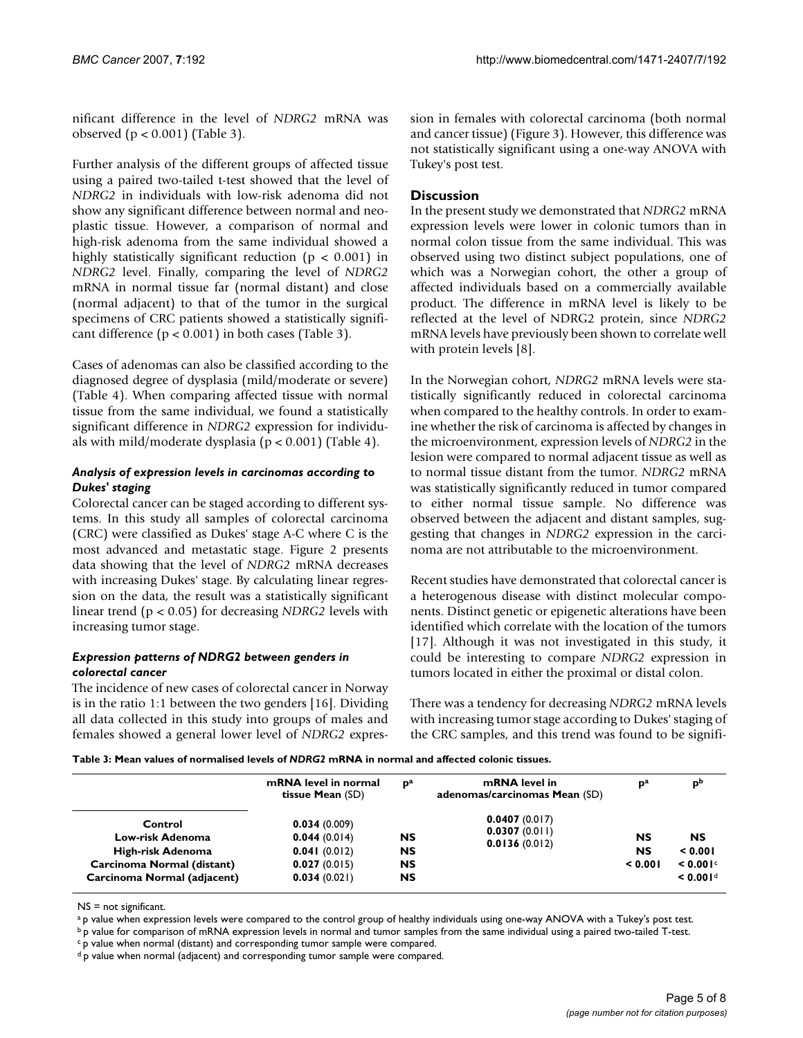nificant difference in the level of *NDRG2* mRNA was observed ($p < 0.001$) (Table 3).

Further analysis of the different groups of affected tissue using a paired two-tailed t-test showed that the level of *NDRG2* in individuals with low-risk adenoma did not show any significant difference between normal and neoplastic tissue. However, a comparison of normal and high-risk adenoma from the same individual showed a highly statistically significant reduction ($p < 0.001$) in *NDRG2* level. Finally, comparing the level of *NDRG2* mRNA in normal tissue far (normal distant) and close (normal adjacent) to that of the tumor in the surgical specimens of CRC patients showed a statistically significant difference ($p < 0.001$) in both cases (Table 3).

Cases of adenomas can also be classified according to the diagnosed degree of dysplasia (mild/moderate or severe) (Table 4). When comparing affected tissue with normal tissue from the same individual, we found a statistically significant difference in *NDRG2* expression for individuals with mild/moderate dysplasia ($p < 0.001$) (Table 4).

### *Analysis of expression levels in carcinomas according to Dukes' staging*

Colorectal cancer can be staged according to different systems. In this study all samples of colorectal carcinoma (CRC) were classified as Dukes' stage A-C where C is the most advanced and metastatic stage. Figure 2 presents data showing that the level of *NDRG2* mRNA decreases with increasing Dukes' stage. By calculating linear regression on the data, the result was a statistically significant linear trend ($p < 0.05$) for decreasing *NDRG2* levels with increasing tumor stage.

### *Expression patterns of NDRG2 between genders in colorectal cancer*

The incidence of new cases of colorectal cancer in Norway is in the ratio 1:1 between the two genders [16]. Dividing all data collected in this study into groups of males and females showed a general lower level of *NDRG2* expression in females with colorectal carcinoma (both normal and cancer tissue) (Figure 3). However, this difference was not statistically significant using a one-way ANOVA with Tukey's post test.

## Discussion

In the present study we demonstrated that *NDRG2* mRNA expression levels were lower in colonic tumors than in normal colon tissue from the same individual. This was observed using two distinct subject populations, one of which was a Norwegian cohort, the other a group of affected individuals based on a commercially available product. The difference in mRNA level is likely to be reflected at the level of NDRG2 protein, since *NDRG2* mRNA levels have previously been shown to correlate well with protein levels [8].

In the Norwegian cohort, *NDRG2* mRNA levels were statistically significantly reduced in colorectal carcinoma when compared to the healthy controls. In order to examine whether the risk of carcinoma is affected by changes in the microenvironment, expression levels of *NDRG2* in the lesion were compared to normal adjacent tissue as well as to normal tissue distant from the tumor. *NDRG2* mRNA was statistically significantly reduced in tumor compared to either normal tissue sample. No difference was observed between the adjacent and distant samples, suggesting that changes in *NDRG2* expression in the carcinoma are not attributable to the microenvironment.

Recent studies have demonstrated that colorectal cancer is a heterogenous disease with distinct molecular components. Distinct genetic or epigenetic alterations have been identified which correlate with the location of the tumors [17]. Although it was not investigated in this study, it could be interesting to compare *NDRG2* expression in tumors located in either the proximal or distal colon.

There was a tendency for decreasing *NDRG2* mRNA levels with increasing tumor stage according to Dukes' staging of the CRC samples, and this trend was found to be signifi-

**Table 3: Mean values of normalised levels of *NDRG2* mRNA in normal and affected colonic tissues.**

| | mRNA level in normal tissue Mean (SD) | p[a] | mRNA level in adenomas/carcinomas Mean (SD) | p[a] | p[b] |
|---|---|---|---|---|---|
| **Control** | **0.034** (0.009) | | | | |
| **Low-risk Adenoma** | **0.044** (0.014) | **NS** | **0.0407** (0.017) | **NS** | **NS** |
| **High-risk Adenoma** | **0.041** (0.012) | **NS** | **0.0307** (0.011) | **NS** | **< 0.001** |
| **Carcinoma Normal (distant)** | **0.027** (0.015) | **NS** | **0.0136** (0.012) | **< 0.001** | **< 0.001**[c] |
| **Carcinoma Normal (adjacent)** | **0.034** (0.021) | **NS** | | | **< 0.001**[d] |

NS = not significant.

[a] p value when expression levels were compared to the control group of healthy individuals using one-way ANOVA with a Tukey's post test.

[b] p value for comparison of mRNA expression levels in normal and tumor samples from the same individual using a paired two-tailed T-test.

[c] p value when normal (distant) and corresponding tumor sample were compared.

[d] p value when normal (adjacent) and corresponding tumor sample were compared.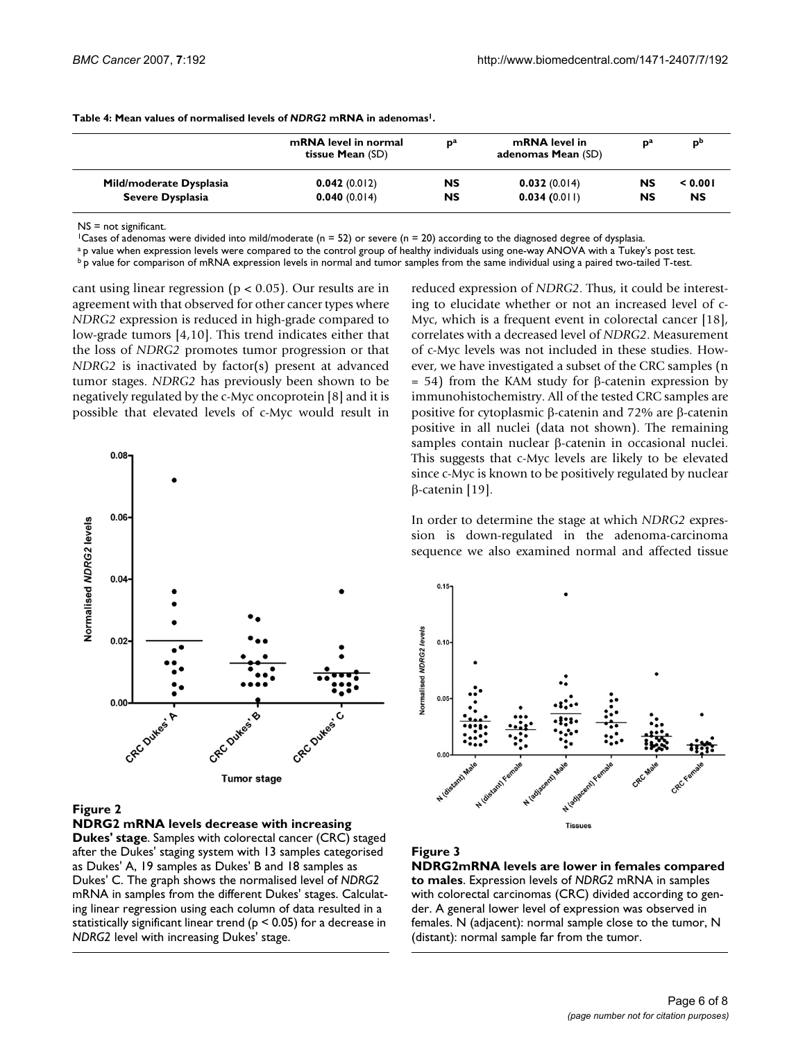**Table 4: Mean values of normalised levels of *NDRG2* mRNA in adenomas[1].**

| | mRNA level in normal tissue **Mean** (SD) | P[a] | mRNA level in adenomas **Mean** (SD) | P[a] | P[b] |
|---|---|---|---|---|---|
| **Mild/moderate Dysplasia** | **0.042** (0.012) | **NS** | **0.032** (0.014) | **NS** | **< 0.001** |
| **Severe Dysplasia** | **0.040** (0.014) | **NS** | **0.034** (0.011) | **NS** | **NS** |

NS = not significant.

[1]Cases of adenomas were divided into mild/moderate (n = 52) or severe (n = 20) according to the diagnosed degree of dysplasia.

[a] p value when expression levels were compared to the control group of healthy individuals using one-way ANOVA with a Tukey's post test.

[b] p value for comparison of mRNA expression levels in normal and tumor samples from the same individual using a paired two-tailed T-test.

cant using linear regression ($p < 0.05$). Our results are in agreement with that observed for other cancer types where *NDRG2* expression is reduced in high-grade compared to low-grade tumors [4,10]. This trend indicates either that the loss of *NDRG2* promotes tumor progression or that *NDRG2* is inactivated by factor(s) present at advanced tumor stages. *NDRG2* has previously been shown to be negatively regulated by the c-Myc oncoprotein [8] and it is possible that elevated levels of c-Myc would result in reduced expression of *NDRG2*. Thus, it could be interesting to elucidate whether or not an increased level of c-Myc, which is a frequent event in colorectal cancer [18], correlates with a decreased level of *NDRG2*. Measurement of c-Myc levels was not included in these studies. However, we have investigated a subset of the CRC samples (n = 54) from the KAM study for β-catenin expression by immunohistochemistry. All of the tested CRC samples are positive for cytoplasmic β-catenin and 72% are β-catenin positive in all nuclei (data not shown). The remaining samples contain nuclear β-catenin in occasional nuclei. This suggests that c-Myc levels are likely to be elevated since c-Myc is known to be positively regulated by nuclear β-catenin [19].

In order to determine the stage at which *NDRG2* expression is down-regulated in the adenoma-carcinoma sequence we also examined normal and affected tissue

**Figure 2**

**NDRG2 mRNA levels decrease with increasing Dukes' stage**. Samples with colorectal cancer (CRC) staged after the Dukes' staging system with 13 samples categorised as Dukes' A, 19 samples as Dukes' B and 18 samples as Dukes' C. The graph shows the normalised level of *NDRG2* mRNA in samples from the different Dukes' stages. Calculating linear regression using each column of data resulted in a statistically significant linear trend ($p < 0.05$) for a decrease in *NDRG2* level with increasing Dukes' stage.

**Figure 3**

**NDRG2mRNA levels are lower in females compared to males**. Expression levels of *NDRG2* mRNA in samples with colorectal carcinomas (CRC) divided according to gender. A general lower level of expression was observed in females. N (adjacent): normal sample close to the tumor, N (distant): normal sample far from the tumor.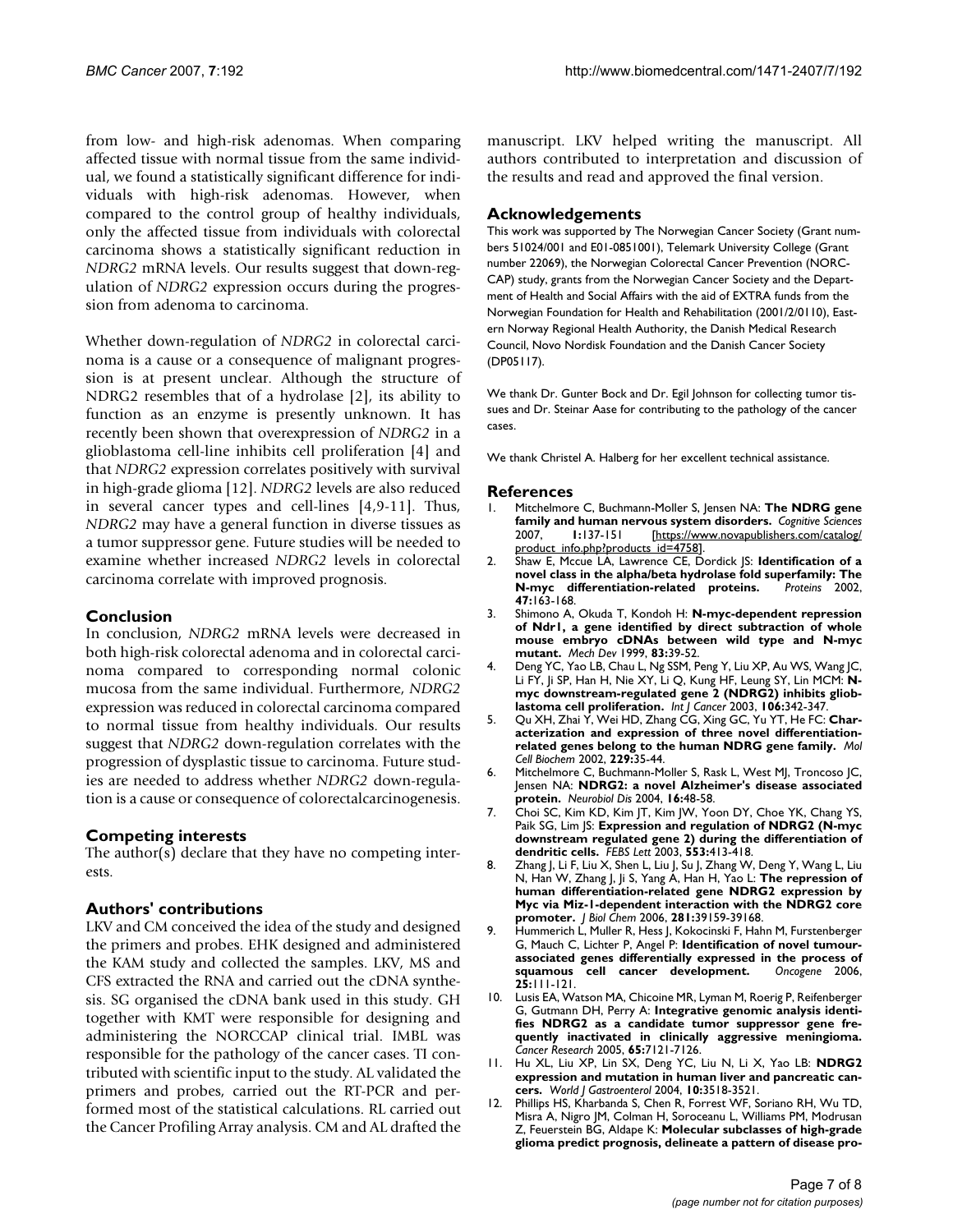from low- and high-risk adenomas. When comparing affected tissue with normal tissue from the same individual, we found a statistically significant difference for individuals with high-risk adenomas. However, when compared to the control group of healthy individuals, only the affected tissue from individuals with colorectal carcinoma shows a statistically significant reduction in *NDRG2* mRNA levels. Our results suggest that down-regulation of *NDRG2* expression occurs during the progression from adenoma to carcinoma.

Whether down-regulation of *NDRG2* in colorectal carcinoma is a cause or a consequence of malignant progression is at present unclear. Although the structure of NDRG2 resembles that of a hydrolase [2], its ability to function as an enzyme is presently unknown. It has recently been shown that overexpression of *NDRG2* in a glioblastoma cell-line inhibits cell proliferation [4] and that *NDRG2* expression correlates positively with survival in high-grade glioma [12]. *NDRG2* levels are also reduced in several cancer types and cell-lines [4,9-11]. Thus, *NDRG2* may have a general function in diverse tissues as a tumor suppressor gene. Future studies will be needed to examine whether increased *NDRG2* levels in colorectal carcinoma correlate with improved prognosis.

## Conclusion

In conclusion, *NDRG2* mRNA levels were decreased in both high-risk colorectal adenoma and in colorectal carcinoma compared to corresponding normal colonic mucosa from the same individual. Furthermore, *NDRG2* expression was reduced in colorectal carcinoma compared to normal tissue from healthy individuals. Our results suggest that *NDRG2* down-regulation correlates with the progression of dysplastic tissue to carcinoma. Future studies are needed to address whether *NDRG2* down-regulation is a cause or consequence of colorectalcarcinogenesis.

## Competing interests

The author(s) declare that they have no competing interests.

## Authors' contributions

LKV and CM conceived the idea of the study and designed the primers and probes. EHK designed and administered the KAM study and collected the samples. LKV, MS and CFS extracted the RNA and carried out the cDNA synthesis. SG organised the cDNA bank used in this study. GH together with KMT were responsible for designing and administering the NORCCAP clinical trial. IMBL was responsible for the pathology of the cancer cases. TI contributed with scientific input to the study. AL validated the primers and probes, carried out the RT-PCR and performed most of the statistical calculations. RL carried out the Cancer Profiling Array analysis. CM and AL drafted the manuscript. LKV helped writing the manuscript. All authors contributed to interpretation and discussion of the results and read and approved the final version.

## Acknowledgements

This work was supported by The Norwegian Cancer Society (Grant numbers 51024/001 and E01-0851001), Telemark University College (Grant number 22069), the Norwegian Colorectal Cancer Prevention (NORCCAP) study, grants from the Norwegian Cancer Society and the Department of Health and Social Affairs with the aid of EXTRA funds from the Norwegian Foundation for Health and Rehabilitation (2001/2/0110), Eastern Norway Regional Health Authority, the Danish Medical Research Council, Novo Nordisk Foundation and the Danish Cancer Society (DP05117).

We thank Dr. Gunter Bock and Dr. Egil Johnson for collecting tumor tissues and Dr. Steinar Aase for contributing to the pathology of the cancer cases.

We thank Christel A. Halberg for her excellent technical assistance.

## References

1. Mitchelmore C, Buchmann-Moller S, Jensen NA: **The NDRG gene family and human nervous system disorders.** *Cognitive Sciences* 2007, **1**:137-151 [https://www.novapublishers.com/catalog/product_info.php?products_id=4758].
2. Shaw E, Mccue LA, Lawrence CE, Dordick JS: **Identification of a novel class in the alpha/beta hydrolase fold superfamily: The N-myc differentiation-related proteins.** *Proteins* 2002, **47**:163-168.
3. Shimono A, Okuda T, Kondoh H: **N-myc-dependent repression of Ndr1, a gene identified by direct subtraction of whole mouse embryo cDNAs between wild type and N-myc mutant.** *Mech Dev* 1999, **83**:39-52.
4. Deng YC, Yao LB, Chau L, Ng SSM, Peng Y, Liu XP, Au WS, Wang JC, Li FY, Ji SP, Han H, Nie XY, Li Q, Kung HF, Leung SY, Lin MCM: **N-myc downstream-regulated gene 2 (NDRG2) inhibits glioblastoma cell proliferation.** *Int J Cancer* 2003, **106**:342-347.
5. Qu XH, Zhai Y, Wei HD, Zhang CG, Xing GC, Yu YT, He FC: **Characterization and expression of three novel differentiation-related genes belong to the human NDRG gene family.** *Mol Cell Biochem* 2002, **229**:35-44.
6. Mitchelmore C, Buchmann-Moller S, Rask L, West MJ, Troncoso JC, Jensen NA: **NDRG2: a novel Alzheimer's disease associated protein.** *Neurobiol Dis* 2004, **16**:48-58.
7. Choi SC, Kim KD, Kim JT, Kim JW, Yoon DY, Choe YK, Chang YS, Paik SG, Lim JS: **Expression and regulation of NDRG2 (N-myc downstream regulated gene 2) during the differentiation of dendritic cells.** *FEBS Lett* 2003, **553**:413-418.
8. Zhang J, Li F, Liu X, Shen L, Liu J, Su J, Zhang W, Deng Y, Wang L, Liu N, Han W, Zhang J, Ji S, Yang A, Han H, Yao L: **The repression of human differentiation-related gene NDRG2 expression by Myc via Miz-1-dependent interaction with the NDRG2 core promoter.** *J Biol Chem* 2006, **281**:39159-39168.
9. Hummerich L, Muller R, Hess J, Kokocinski F, Hahn M, Furstenberger G, Mauch C, Lichter P, Angel P: **Identification of novel tumour-associated genes differentially expressed in the process of squamous cell cancer development.** *Oncogene* 2006, **25**:111-121.
10. Lusis EA, Watson MA, Chicoine MR, Lyman M, Roerig P, Reifenberger G, Gutmann DH, Perry A: **Integrative genomic analysis identifies NDRG2 as a candidate tumor suppressor gene frequently inactivated in clinically aggressive meningioma.** *Cancer Research* 2005, **65**:7121-7126.
11. Hu XL, Liu XP, Lin SX, Deng YC, Liu N, Li X, Yao LB: **NDRG2 expression and mutation in human liver and pancreatic cancers.** *World J Gastroenterol* 2004, **10**:3518-3521.
12. Phillips HS, Kharbanda S, Chen R, Forrest WF, Soriano RH, Wu TD, Misra A, Nigro JM, Colman H, Soroceanu L, Williams PM, Modrusan Z, Feuerstein BG, Aldape K: **Molecular subclasses of high-grade glioma predict prognosis, delineate a pattern of disease pro-**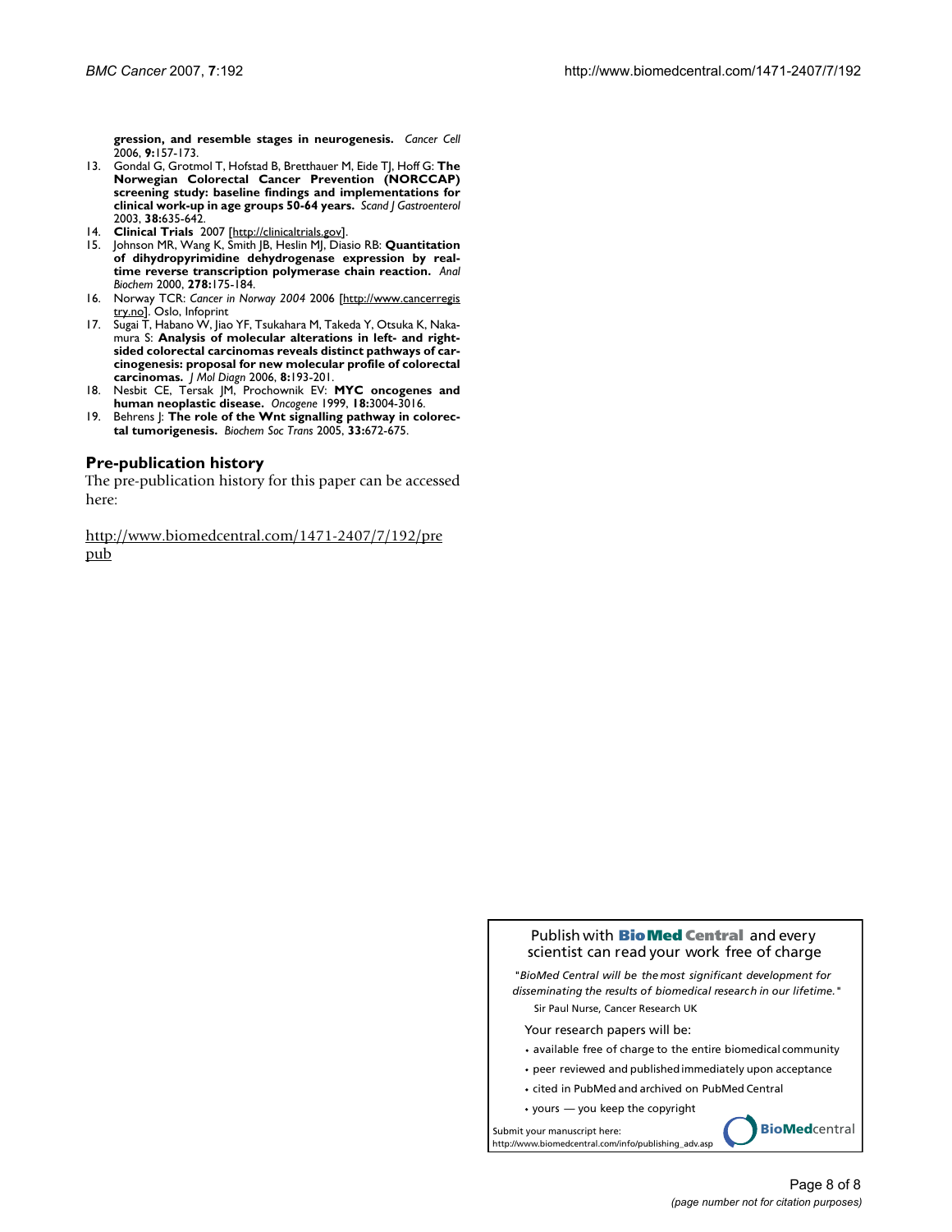gression, and resemble stages in neurogenesis.** *Cancer Cell* 2006, **9:**157-173.

13. Gondal G, Grotmol T, Hofstad B, Bretthauer M, Eide TJ, Hoff G: **The Norwegian Colorectal Cancer Prevention (NORCCAP) screening study: baseline findings and implementations for clinical work-up in age groups 50-64 years.** *Scand J Gastroenterol* 2003, **38:**635-642.
14. **Clinical Trials** 2007 [http://clinicaltrials.gov].
15. Johnson MR, Wang K, Smith JB, Heslin MJ, Diasio RB: **Quantitation of dihydropyrimidine dehydrogenase expression by real-time reverse transcription polymerase chain reaction.** *Anal Biochem* 2000, **278:**175-184.
16. Norway TCR: *Cancer in Norway 2004* 2006 [http://www.cancerregistry.no]. Oslo, Infoprint
17. Sugai T, Habano W, Jiao YF, Tsukahara M, Takeda Y, Otsuka K, Nakamura S: **Analysis of molecular alterations in left- and right-sided colorectal carcinomas reveals distinct pathways of carcinogenesis: proposal for new molecular profile of colorectal carcinomas.** *J Mol Diagn* 2006, **8:**193-201.
18. Nesbit CE, Tersak JM, Prochownik EV: **MYC oncogenes and human neoplastic disease.** *Oncogene* 1999, **18:**3004-3016.
19. Behrens J: **The role of the Wnt signalling pathway in colorectal tumorigenesis.** *Biochem Soc Trans* 2005, **33:**672-675.

## Pre-publication history

The pre-publication history for this paper can be accessed here:

http://www.biomedcentral.com/1471-2407/7/192/prepub

Publish with **BioMed Central** and every scientist can read your work free of charge

*"BioMed Central will be the most significant development for disseminating the results of biomedical research in our lifetime."*
Sir Paul Nurse, Cancer Research UK

Your research papers will be:

- available free of charge to the entire biomedical community
- peer reviewed and published immediately upon acceptance
- cited in PubMed and archived on PubMed Central
- yours — you keep the copyright

Submit your manuscript here:
http://www.biomedcentral.com/info/publishing_adv.asp

**BioMed**central